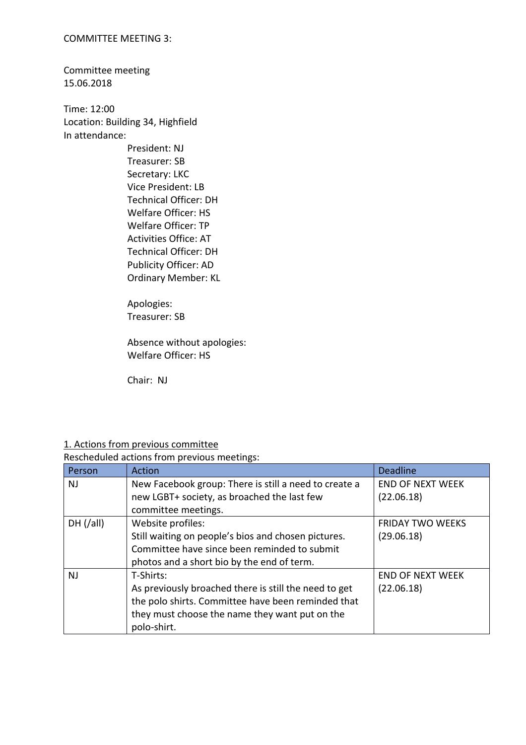COMMITTEE MEETING 3:

Committee meeting
15.06.2018

Time: 12:00
Location: Building 34, Highfield
In attendance:

President: NJ
Treasurer: SB
Secretary: LKC
Vice President: LB
Technical Officer: DH
Welfare Officer: HS
Welfare Officer: TP
Activities Office: AT
Technical Officer: DH
Publicity Officer: AD
Ordinary Member: KL

Apologies:
Treasurer: SB

Absence without apologies:
Welfare Officer: HS

Chair: NJ

<u>1. Actions from previous committee</u>

Rescheduled actions from previous meetings:

| Person | Action | Deadline |
| --- | --- | --- |
| NJ | New Facebook group: There is still a need to create a new LGBT+ society, as broached the last few committee meetings. | END OF NEXT WEEK (22.06.18) |
| DH (/all) | Website profiles: Still waiting on people's bios and chosen pictures. Committee have since been reminded to submit photos and a short bio by the end of term. | FRIDAY TWO WEEKS (29.06.18) |
| NJ | T-Shirts: As previously broached there is still the need to get the polo shirts. Committee have been reminded that they must choose the name they want put on the polo-shirt. | END OF NEXT WEEK (22.06.18) |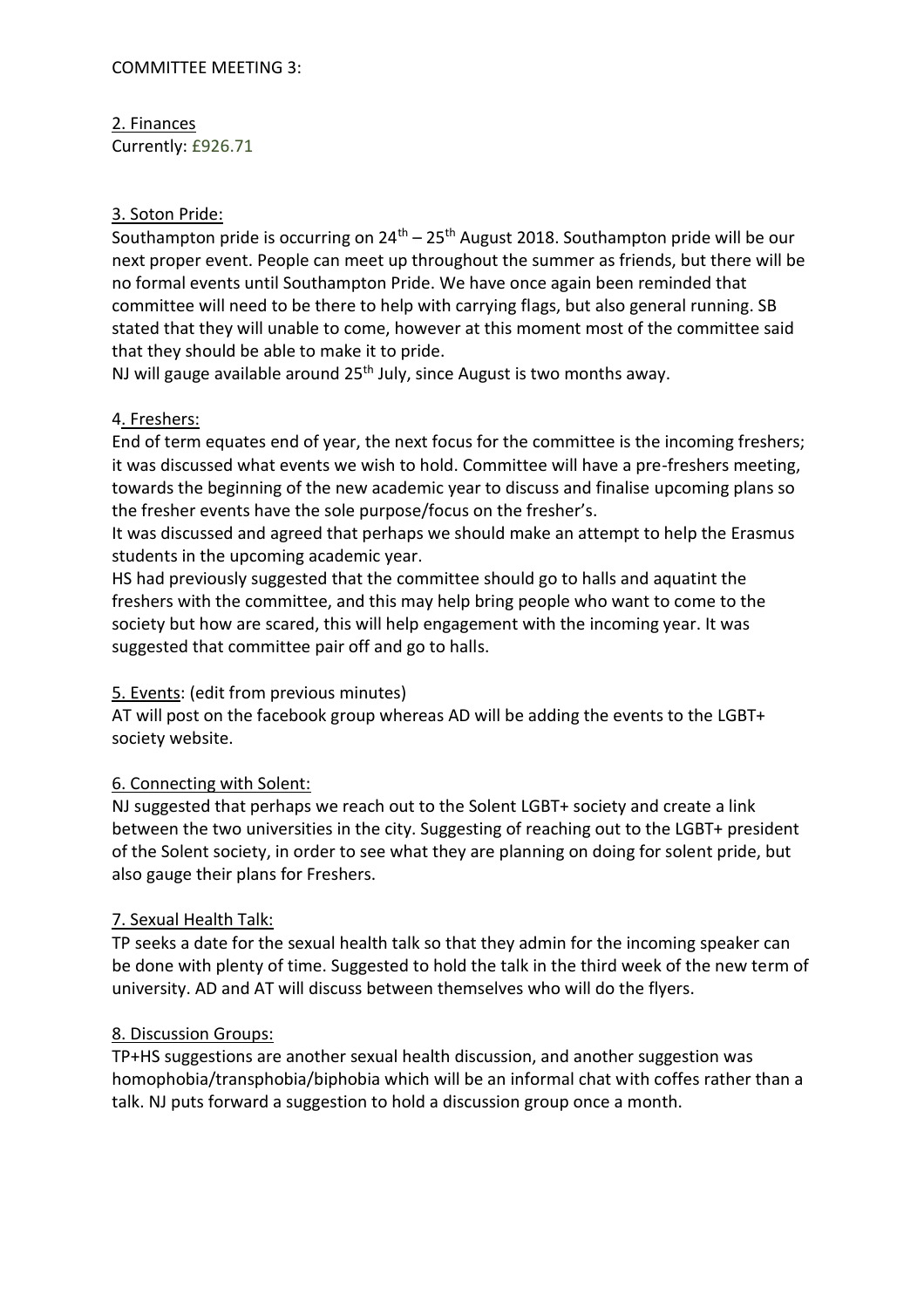COMMITTEE MEETING 3:

2. Finances

Currently: £926.71

3. Soton Pride:

Southampton pride is occurring on $24^{th}$ – $25^{th}$ August 2018. Southampton pride will be our next proper event. People can meet up throughout the summer as friends, but there will be no formal events until Southampton Pride. We have once again been reminded that committee will need to be there to help with carrying flags, but also general running. SB stated that they will unable to come, however at this moment most of the committee said that they should be able to make it to pride.

NJ will gauge available around $25^{th}$ July, since August is two months away.

4. Freshers:

End of term equates end of year, the next focus for the committee is the incoming freshers; it was discussed what events we wish to hold. Committee will have a pre-freshers meeting, towards the beginning of the new academic year to discuss and finalise upcoming plans so the fresher events have the sole purpose/focus on the fresher's.

It was discussed and agreed that perhaps we should make an attempt to help the Erasmus students in the upcoming academic year.

HS had previously suggested that the committee should go to halls and aquatint the freshers with the committee, and this may help bring people who want to come to the society but how are scared, this will help engagement with the incoming year. It was suggested that committee pair off and go to halls.

5. Events: (edit from previous minutes)

AT will post on the facebook group whereas AD will be adding the events to the LGBT+ society website.

6. Connecting with Solent:

NJ suggested that perhaps we reach out to the Solent LGBT+ society and create a link between the two universities in the city. Suggesting of reaching out to the LGBT+ president of the Solent society, in order to see what they are planning on doing for solent pride, but also gauge their plans for Freshers.

7. Sexual Health Talk:

TP seeks a date for the sexual health talk so that they admin for the incoming speaker can be done with plenty of time. Suggested to hold the talk in the third week of the new term of university. AD and AT will discuss between themselves who will do the flyers.

8. Discussion Groups:

TP+HS suggestions are another sexual health discussion, and another suggestion was homophobia/transphobia/biphobia which will be an informal chat with coffes rather than a talk. NJ puts forward a suggestion to hold a discussion group once a month.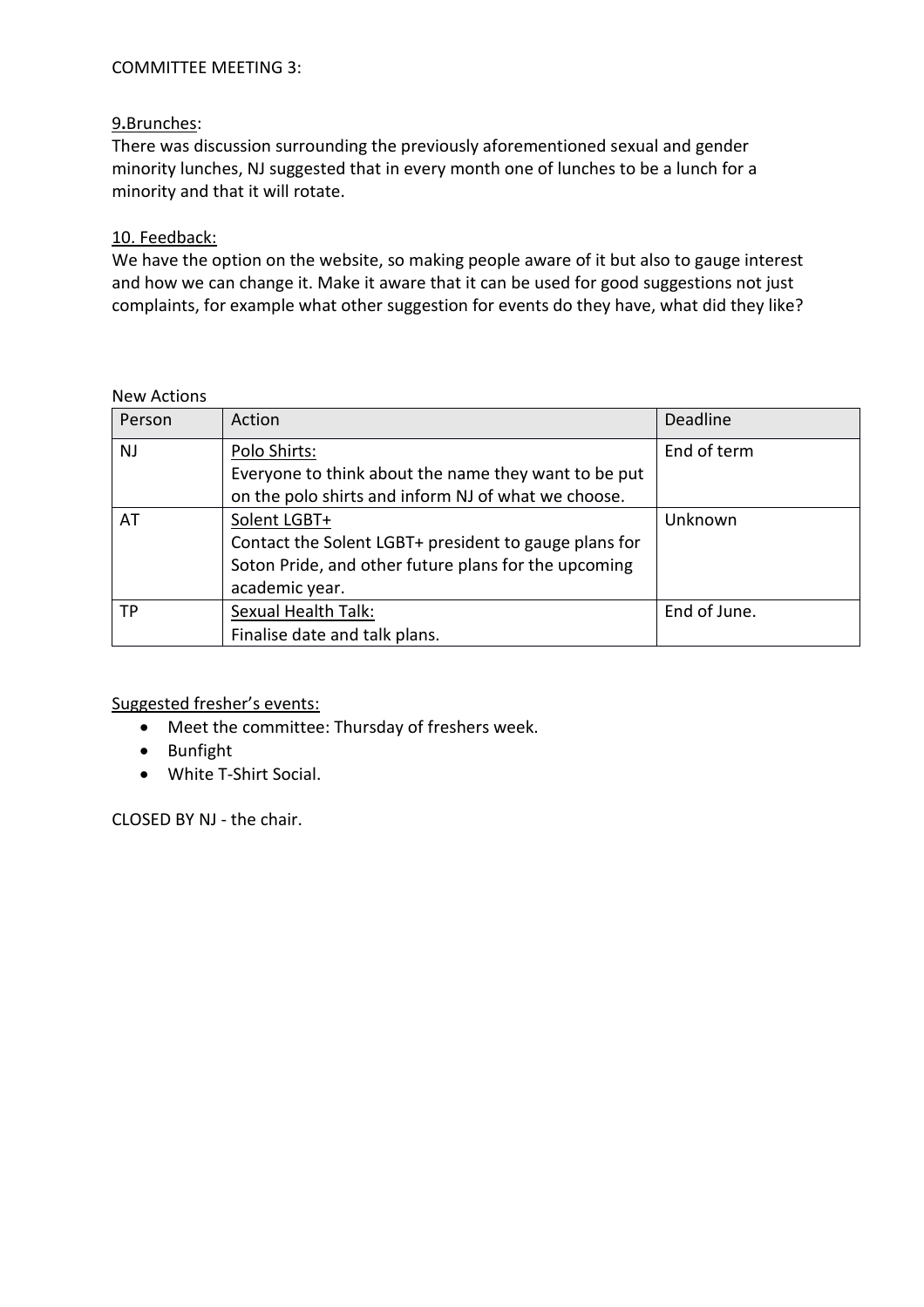COMMITTEE MEETING 3:

9.Brunches:

There was discussion surrounding the previously aforementioned sexual and gender minority lunches, NJ suggested that in every month one of lunches to be a lunch for a minority and that it will rotate.

10. Feedback:

We have the option on the website, so making people aware of it but also to gauge interest and how we can change it. Make it aware that it can be used for good suggestions not just complaints, for example what other suggestion for events do they have, what did they like?

New Actions

| Person | Action | Deadline |
|---|---|---|
| NJ | Polo Shirts:<br>Everyone to think about the name they want to be put on the polo shirts and inform NJ of what we choose. | End of term |
| AT | Solent LGBT+<br>Contact the Solent LGBT+ president to gauge plans for Soton Pride, and other future plans for the upcoming academic year. | Unknown |
| TP | Sexual Health Talk:<br>Finalise date and talk plans. | End of June. |

Suggested fresher's events:

- Meet the committee: Thursday of freshers week.
- Bunfight
- White T-Shirt Social.

CLOSED BY NJ - the chair.